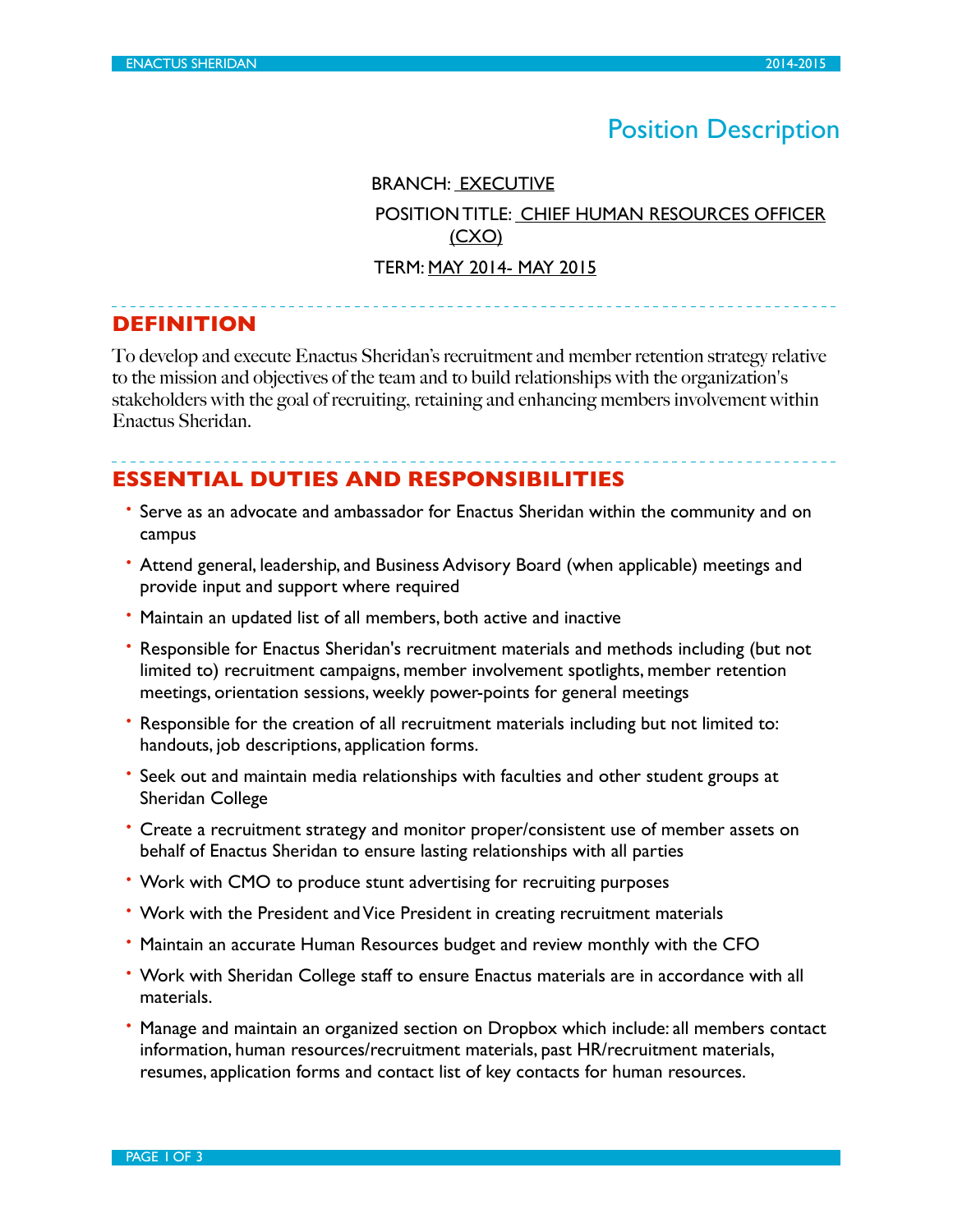# Position Description

BRANCH: EXECUTIVE

POSITION TITLE: CHIEF HUMAN RESOURCES OFFICER (CXO)

TERM: MAY 2014- MAY 2015

## DEFINITION

To develop and execute Enactus Sheridan's recruitment and member retention strategy relative to the mission and objectives of the team and to build relationships with the organization's stakeholders with the goal of recruiting, retaining and enhancing members involvement within Enactus Sheridan.

## ESSENTIAL DUTIES AND RESPONSIBILITIES

- Serve as an advocate and ambassador for Enactus Sheridan within the community and on campus
- Attend general, leadership, and Business Advisory Board (when applicable) meetings and provide input and support where required
- Maintain an updated list of all members, both active and inactive
- Responsible for Enactus Sheridan's recruitment materials and methods including (but not limited to) recruitment campaigns, member involvement spotlights, member retention meetings, orientation sessions, weekly power-points for general meetings
- Responsible for the creation of all recruitment materials including but not limited to: handouts, job descriptions, application forms.
- Seek out and maintain media relationships with faculties and other student groups at Sheridan College
- Create a recruitment strategy and monitor proper/consistent use of member assets on behalf of Enactus Sheridan to ensure lasting relationships with all parties
- Work with CMO to produce stunt advertising for recruiting purposes
- Work with the President and Vice President in creating recruitment materials
- Maintain an accurate Human Resources budget and review monthly with the CFO
- Work with Sheridan College staff to ensure Enactus materials are in accordance with all materials.
- Manage and maintain an organized section on Dropbox which include: all members contact information, human resources/recruitment materials, past HR/recruitment materials, resumes, application forms and contact list of key contacts for human resources.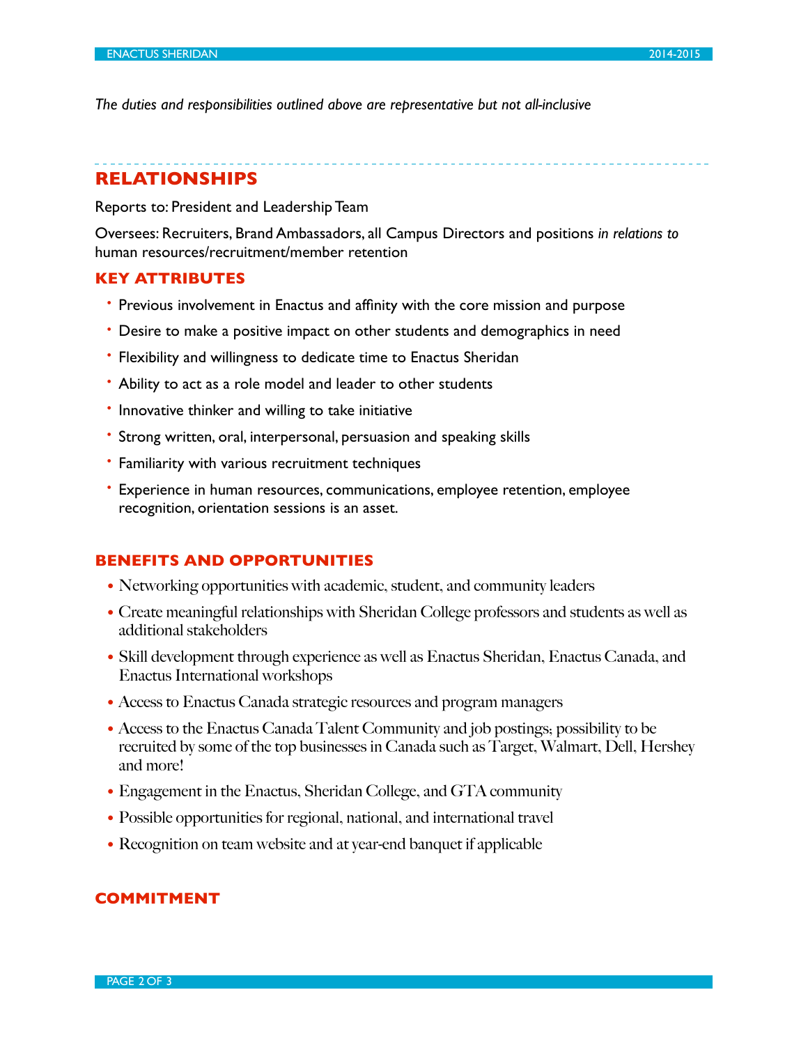*The duties and responsibilities outlined above are representative but not all-inclusive*

## RELATIONSHIPS

Reports to: President and Leadership Team

Oversees: Recruiters, Brand Ambassadors, all Campus Directors and positions *in relations to* human resources/recruitment/member retention

## KEY ATTRIBUTES

- Previous involvement in Enactus and affinity with the core mission and purpose
- Desire to make a positive impact on other students and demographics in need
- Flexibility and willingness to dedicate time to Enactus Sheridan
- Ability to act as a role model and leader to other students
- Innovative thinker and willing to take initiative
- Strong written, oral, interpersonal, persuasion and speaking skills
- Familiarity with various recruitment techniques
- Experience in human resources, communications, employee retention, employee recognition, orientation sessions is an asset.

## BENEFITS AND OPPORTUNITIES

- Networking opportunities with academic, student, and community leaders
- Create meaningful relationships with Sheridan College professors and students as well as additional stakeholders
- Skill development through experience as well as Enactus Sheridan, Enactus Canada, and Enactus International workshops
- Access to Enactus Canada strategic resources and program managers
- Access to the Enactus Canada Talent Community and job postings; possibility to be recruited by some of the top businesses in Canada such as Target, Walmart, Dell, Hershey and more!
- Engagement in the Enactus, Sheridan College, and GTA community
- Possible opportunities for regional, national, and international travel
- Recognition on team website and at year-end banquet if applicable

## COMMITMENT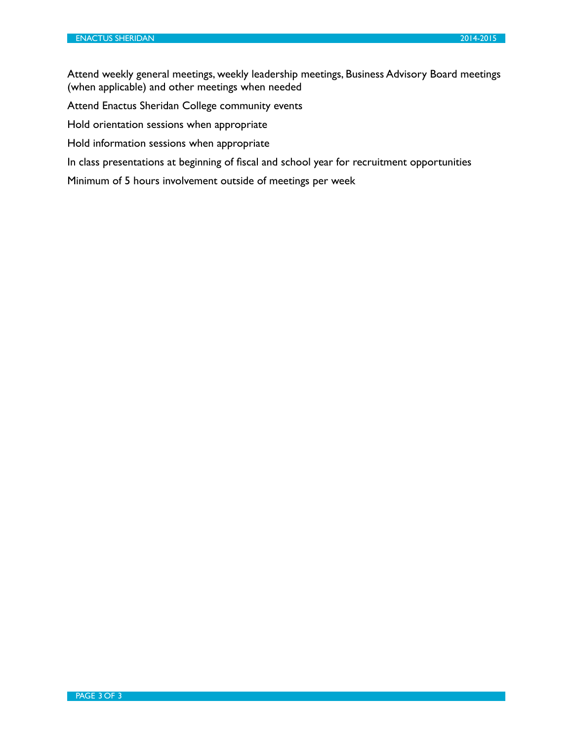Attend weekly general meetings, weekly leadership meetings, Business Advisory Board meetings (when applicable) and other meetings when needed

Attend Enactus Sheridan College community events

Hold orientation sessions when appropriate

Hold information sessions when appropriate

In class presentations at beginning of fiscal and school year for recruitment opportunities

Minimum of 5 hours involvement outside of meetings per week